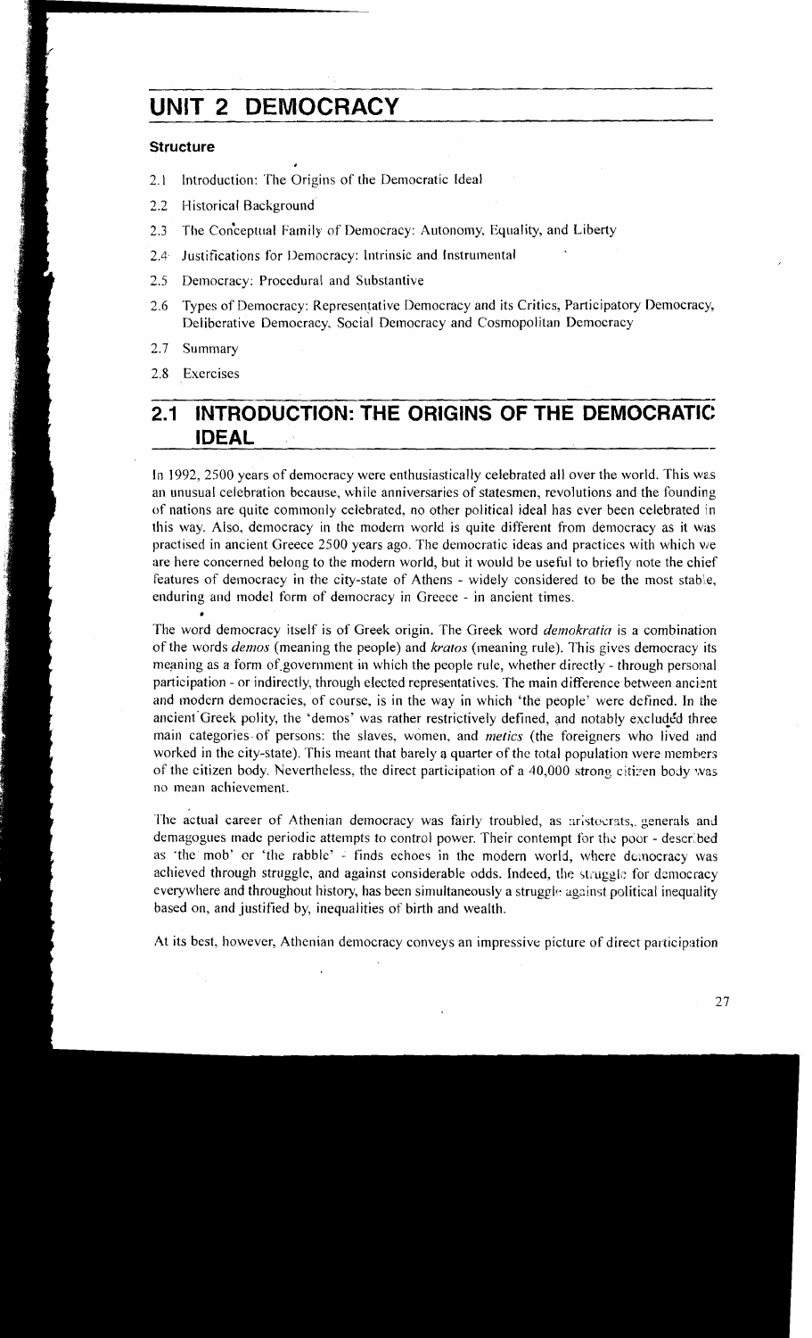# UNIT 2 DEMOCRACY

### Structure

2.1 Introduction: The Origins of the Democratic Ideal

2.2 Historical Background

2.3 The Conceptual Family of Democracy: Autonomy, Equality, and Liberty

2.4 Justifications for Democracy: Intrinsic and Instrumental

2.5 Democracy: Procedural and Substantive

2.6 Types of Democracy: Representative Democracy and its Critics, Participatory Democracy, Deliberative Democracy, Social Democracy and Cosmopolitan Democracy

2.7 Summary

2.8 Exercises

## 2.1 INTRODUCTION: THE ORIGINS OF THE DEMOCRATIC IDEAL

In 1992, 2500 years of democracy were enthusiastically celebrated all over the world. This was an unusual celebration because, while anniversaries of statesmen, revolutions and the founding of nations are quite commonly celebrated, no other political ideal has ever been celebrated in this way. Also, democracy in the modern world is quite different from democracy as it was practised in ancient Greece 2500 years ago. The democratic ideas and practices with which we are here concerned belong to the modern world, but it would be useful to briefly note the chief features of democracy in the city-state of Athens - widely considered to be the most stable, enduring and model form of democracy in Greece - in ancient times.

The word democracy itself is of Greek origin. The Greek word *demokratia* is a combination of the words *demos* (meaning the people) and *kratos* (meaning rule). This gives democracy its meaning as a form of government in which the people rule, whether directly - through personal participation - or indirectly, through elected representatives. The main difference between ancient and modern democracies, of course, is in the way in which 'the people' were defined. In the ancient Greek polity, the 'demos' was rather restrictively defined, and notably excluded three main categories of persons: the slaves, women, and *metics* (the foreigners who lived and worked in the city-state). This meant that barely a quarter of the total population were members of the citizen body. Nevertheless, the direct participation of a 40,000 strong citizen body was no mean achievement.

The actual career of Athenian democracy was fairly troubled, as aristocrats, generals and demagogues made periodic attempts to control power. Their contempt for the poor - described as 'the mob' or 'the rabble' - finds echoes in the modern world, where democracy was achieved through struggle, and against considerable odds. Indeed, the struggle for democracy everywhere and throughout history, has been simultaneously a struggle against political inequality based on, and justified by, inequalities of birth and wealth.

At its best, however, Athenian democracy conveys an impressive picture of direct participation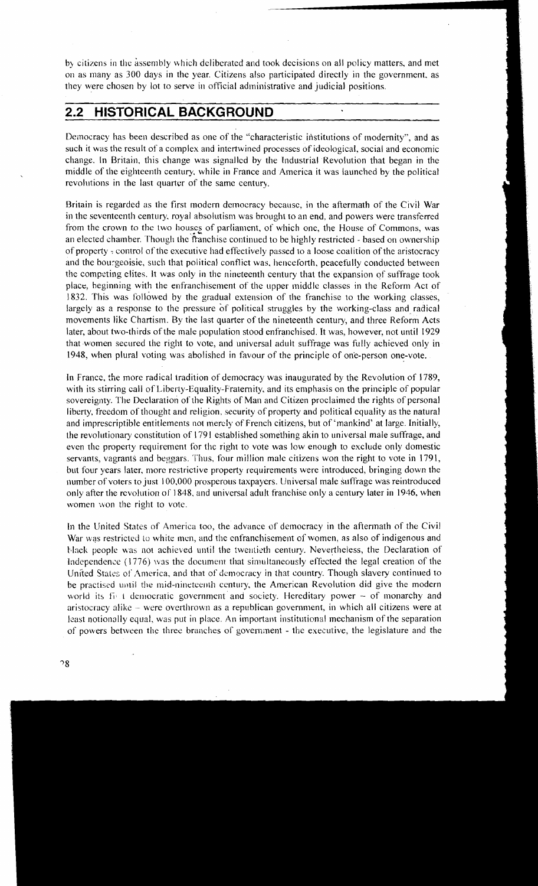by citizens in the assembly which deliberated and took decisions on all policy matters, and met on as many as 300 days in the year. Citizens also participated directly in the government, as they were chosen by lot to serve in official administrative and judicial positions.

## 2.2 HISTORICAL BACKGROUND

Democracy has been described as one of the "characteristic institutions of modernity", and as such it was the result of a complex and intertwined processes of ideological, social and economic change. In Britain, this change was signalled by the Industrial Revolution that began in the middle of the eighteenth century, while in France and America it was launched by the political revolutions in the last quarter of the same century.

Britain is regarded as the first modern democracy because, in the aftermath of the Civil War in the seventeenth century, royal absolutism was brought to an end, and powers were transferred from the crown to the two houses of parliament, of which one, the House of Commons, was an elected chamber. Though the franchise continued to be highly restricted - based on ownership of property - control of the executive had effectively passed to a loose coalition of the aristocracy and the bourgeoisie, such that political conflict was, henceforth, peacefully conducted between the competing elites. It was only in the nineteenth century that the expansion of suffrage took place, beginning with the enfranchisement of the upper middle classes in the Reform Act of 1832. This was followed by the gradual extension of the franchise to the working classes, largely as a response to the pressure of political struggles by the working-class and radical movements like Chartism. By the last quarter of the nineteenth century, and three Reform Acts later, about two-thirds of the male population stood enfranchised. It was, however, not until 1929 that women secured the right to vote, and universal adult suffrage was fully achieved only in 1948, when plural voting was abolished in favour of the principle of one-person one-vote.

In France, the more radical tradition of democracy was inaugurated by the Revolution of 1789, with its stirring call of Liberty-Equality-Fraternity, and its emphasis on the principle of popular sovereignty. The Declaration of the Rights of Man and Citizen proclaimed the rights of personal liberty, freedom of thought and religion, security of property and political equality as the natural and imprescriptible entitlements not merely of French citizens, but of 'mankind' at large. Initially, the revolutionary constitution of 1791 established something akin to universal male suffrage, and even the property requirement for the right to vote was low enough to exclude only domestic servants, vagrants and beggars. Thus, four million male citizens won the right to vote in 1791, but four years later, more restrictive property requirements were introduced, bringing down the number of voters to just 100,000 prosperous taxpayers. Universal male suffrage was reintroduced only after the revolution of 1848, and universal adult franchise only a century later in 1946, when women won the right to vote.

In the United States of America too, the advance of democracy in the aftermath of the Civil War was restricted to white men, and the enfranchisement of women, as also of indigenous and black people was not achieved until the twentieth century. Nevertheless, the Declaration of Independence (1776) was the document that simultaneously effected the legal creation of the United States of America, and that of democracy in that country. Though slavery continued to be practised until the mid-nineteenth century, the American Revolution did give the modern world its first democratic government and society. Hereditary power – of monarchy and aristocracy alike – were overthrown as a republican government, in which all citizens were at least notionally equal, was put in place. An important institutional mechanism of the separation of powers between the three branches of government - the executive, the legislature and the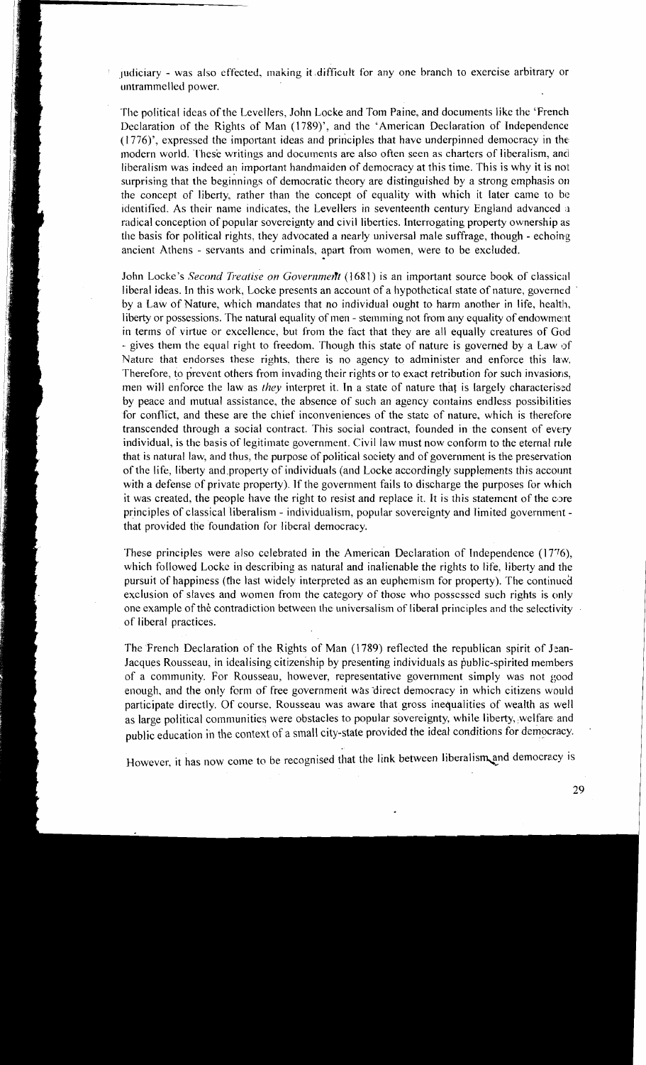judiciary - was also effected, making it difficult for any one branch to exercise arbitrary or untrammelled power.

The political ideas of the Levellers, John Locke and Tom Paine, and documents like the 'French Declaration of the Rights of Man (1789)', and the 'American Declaration of Independence (1776)', expressed the important ideas and principles that have underpinned democracy in the modern world. These writings and documents are also often seen as charters of liberalism, and liberalism was indeed an important handmaiden of democracy at this time. This is why it is not surprising that the beginnings of democratic theory are distinguished by a strong emphasis on the concept of liberty, rather than the concept of equality with which it later came to be identified. As their name indicates, the Levellers in seventeenth century England advanced a radical conception of popular sovereignty and civil liberties. Interrogating property ownership as the basis for political rights, they advocated a nearly universal male suffrage, though - echoing ancient Athens - servants and criminals, apart from women, were to be excluded.

John Locke's *Second Treatise on Government* (1681) is an important source book of classical liberal ideas. In this work, Locke presents an account of a hypothetical state of nature, governed by a Law of Nature, which mandates that no individual ought to harm another in life, health, liberty or possessions. The natural equality of men - stemming not from any equality of endowment in terms of virtue or excellence, but from the fact that they are all equally creatures of God - gives them the equal right to freedom. Though this state of nature is governed by a Law of Nature that endorses these rights, there is no agency to administer and enforce this law. Therefore, to prevent others from invading their rights or to exact retribution for such invasions, men will enforce the law as *they* interpret it. In a state of nature that is largely characterised by peace and mutual assistance, the absence of such an agency contains endless possibilities for conflict, and these are the chief inconveniences of the state of nature, which is therefore transcended through a social contract. This social contract, founded in the consent of every individual, is the basis of legitimate government. Civil law must now conform to the eternal rule that is natural law, and thus, the purpose of political society and of government is the preservation of the life, liberty and property of individuals (and Locke accordingly supplements this account with a defense of private property). If the government fails to discharge the purposes for which it was created, the people have the right to resist and replace it. It is this statement of the core principles of classical liberalism - individualism, popular sovereignty and limited government - that provided the foundation for liberal democracy.

These principles were also celebrated in the American Declaration of Independence (1776), which followed Locke in describing as natural and inalienable the rights to life, liberty and the pursuit of happiness (the last widely interpreted as an euphemism for property). The continued exclusion of slaves and women from the category of those who possessed such rights is only one example of the contradiction between the universalism of liberal principles and the selectivity of liberal practices.

The French Declaration of the Rights of Man (1789) reflected the republican spirit of Jean-Jacques Rousseau, in idealising citizenship by presenting individuals as public-spirited members of a community. For Rousseau, however, representative government simply was not good enough, and the only form of free government was direct democracy in which citizens would participate directly. Of course, Rousseau was aware that gross inequalities of wealth as well as large political communities were obstacles to popular sovereignty, while liberty, welfare and public education in the context of a small city-state provided the ideal conditions for democracy.

However, it has now come to be recognised that the link between liberalism and democracy is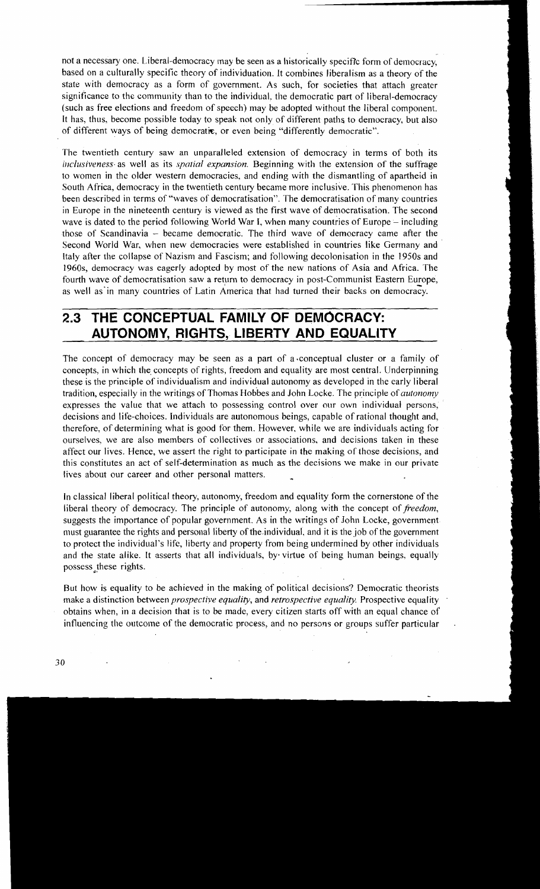not a necessary one. Liberal-democracy may be seen as a historically specific form of democracy, based on a culturally specific theory of individuation. It combines liberalism as a theory of the state with democracy as a form of government. As such, for societies that attach greater significance to the community than to the individual, the democratic part of liberal-democracy (such as free elections and freedom of speech) may be adopted without the liberal component. It has, thus, become possible today to speak not only of different paths to democracy, but also of different ways of being democratic, or even being "differently democratic".

The twentieth century saw an unparalleled extension of democracy in terms of both its *inclusiveness* as well as its *spatial expansion.* Beginning with the extension of the suffrage to women in the older western democracies, and ending with the dismantling of apartheid in South Africa, democracy in the twentieth century became more inclusive. This phenomenon has been described in terms of "waves of democratisation". The democratisation of many countries in Europe in the nineteenth century is viewed as the first wave of democratisation. The second wave is dated to the period following World War I, when many countries of Europe – including those of Scandinavia – became democratic. The third wave of democracy came after the Second World War, when new democracies were established in countries like Germany and Italy after the collapse of Nazism and Fascism; and following decolonisation in the 1950s and 1960s, democracy was eagerly adopted by most of the new nations of Asia and Africa. The fourth wave of democratisation saw a return to democracy in post-Communist Eastern Europe, as well as in many countries of Latin America that had turned their backs on democracy.

## 2.3 THE CONCEPTUAL FAMILY OF DEMOCRACY: AUTONOMY, RIGHTS, LIBERTY AND EQUALITY

The concept of democracy may be seen as a part of a conceptual cluster or a family of concepts, in which the concepts of rights, freedom and equality are most central. Underpinning these is the principle of individualism and individual autonomy as developed in the early liberal tradition, especially in the writings of Thomas Hobbes and John Locke. The principle of *autonomy* expresses the value that we attach to possessing control over our own individual persons, decisions and life-choices. Individuals are autonomous beings, capable of rational thought and, therefore, of determining what is good for them. However, while we are individuals acting for ourselves, we are also members of collectives or associations, and decisions taken in these affect our lives. Hence, we assert the right to participate in the making of those decisions, and this constitutes an act of self-determination as much as the decisions we make in our private lives about our career and other personal matters.

In classical liberal political theory, autonomy, freedom and equality form the cornerstone of the liberal theory of democracy. The principle of autonomy, along with the concept of *freedom*, suggests the importance of popular government. As in the writings of John Locke, government must guarantee the rights and personal liberty of the individual, and it is the job of the government to protect the individual's life, liberty and property from being undermined by other individuals and the state alike. It asserts that all individuals, by virtue of being human beings, equally possess these rights.

But how is equality to be achieved in the making of political decisions? Democratic theorists make a distinction between *prospective equality*, and *retrospective equality.* Prospective equality obtains when, in a decision that is to be made, every citizen starts off with an equal chance of influencing the outcome of the democratic process, and no persons or groups suffer particular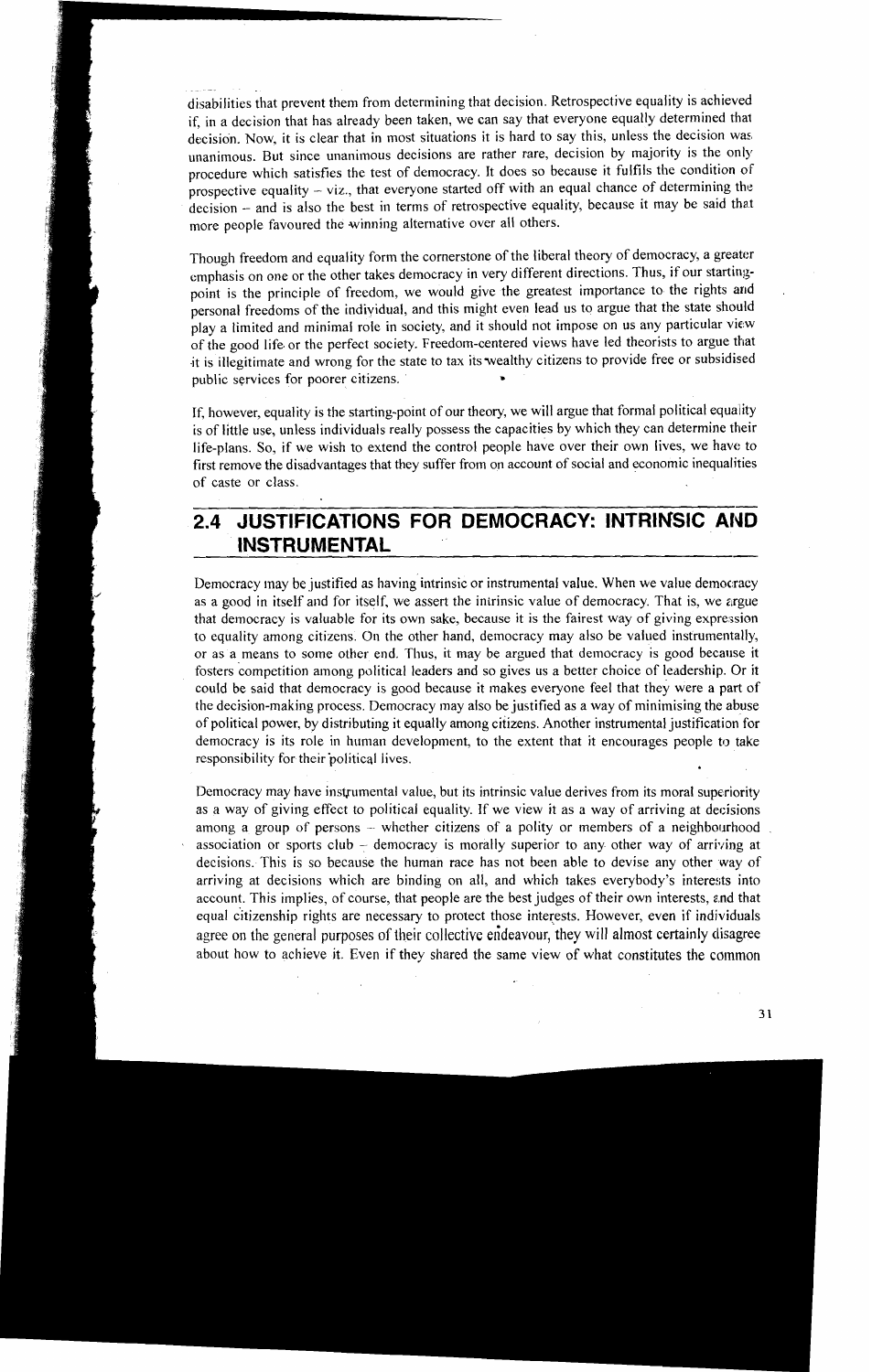disabilities that prevent them from determining that decision. Retrospective equality is achieved if, in a decision that has already been taken, we can say that everyone equally determined that decision. Now, it is clear that in most situations it is hard to say this, unless the decision was unanimous. But since unanimous decisions are rather rare, decision by majority is the only procedure which satisfies the test of democracy. It does so because it fulfils the condition of prospective equality – viz., that everyone started off with an equal chance of determining the decision – and is also the best in terms of retrospective equality, because it may be said that more people favoured the winning alternative over all others.

Though freedom and equality form the cornerstone of the liberal theory of democracy, a greater emphasis on one or the other takes democracy in very different directions. Thus, if our starting-point is the principle of freedom, we would give the greatest importance to the rights and personal freedoms of the individual, and this might even lead us to argue that the state should play a limited and minimal role in society, and it should not impose on us any particular view of the good life or the perfect society. Freedom-centered views have led theorists to argue that it is illegitimate and wrong for the state to tax its wealthy citizens to provide free or subsidised public services for poorer citizens.

If, however, equality is the starting-point of our theory, we will argue that formal political equality is of little use, unless individuals really possess the capacities by which they can determine their life-plans. So, if we wish to extend the control people have over their own lives, we have to first remove the disadvantages that they suffer from on account of social and economic inequalities of caste or class.

## 2.4 JUSTIFICATIONS FOR DEMOCRACY: INTRINSIC AND INSTRUMENTAL

Democracy may be justified as having intrinsic or instrumental value. When we value democracy as a good in itself and for itself, we assert the intrinsic value of democracy. That is, we argue that democracy is valuable for its own sake, because it is the fairest way of giving expression to equality among citizens. On the other hand, democracy may also be valued instrumentally, or as a means to some other end. Thus, it may be argued that democracy is good because it fosters competition among political leaders and so gives us a better choice of leadership. Or it could be said that democracy is good because it makes everyone feel that they were a part of the decision-making process. Democracy may also be justified as a way of minimising the abuse of political power, by distributing it equally among citizens. Another instrumental justification for democracy is its role in human development, to the extent that it encourages people to take responsibility for their political lives.

Democracy may have instrumental value, but its intrinsic value derives from its moral superiority as a way of giving effect to political equality. If we view it as a way of arriving at decisions among a group of persons – whether citizens of a polity or members of a neighbourhood association or sports club – democracy is morally superior to any other way of arriving at decisions. This is so because the human race has not been able to devise any other way of arriving at decisions which are binding on all, and which takes everybody's interests into account. This implies, of course, that people are the best judges of their own interests, and that equal citizenship rights are necessary to protect those interests. However, even if individuals agree on the general purposes of their collective endeavour, they will almost certainly disagree about how to achieve it. Even if they shared the same view of what constitutes the common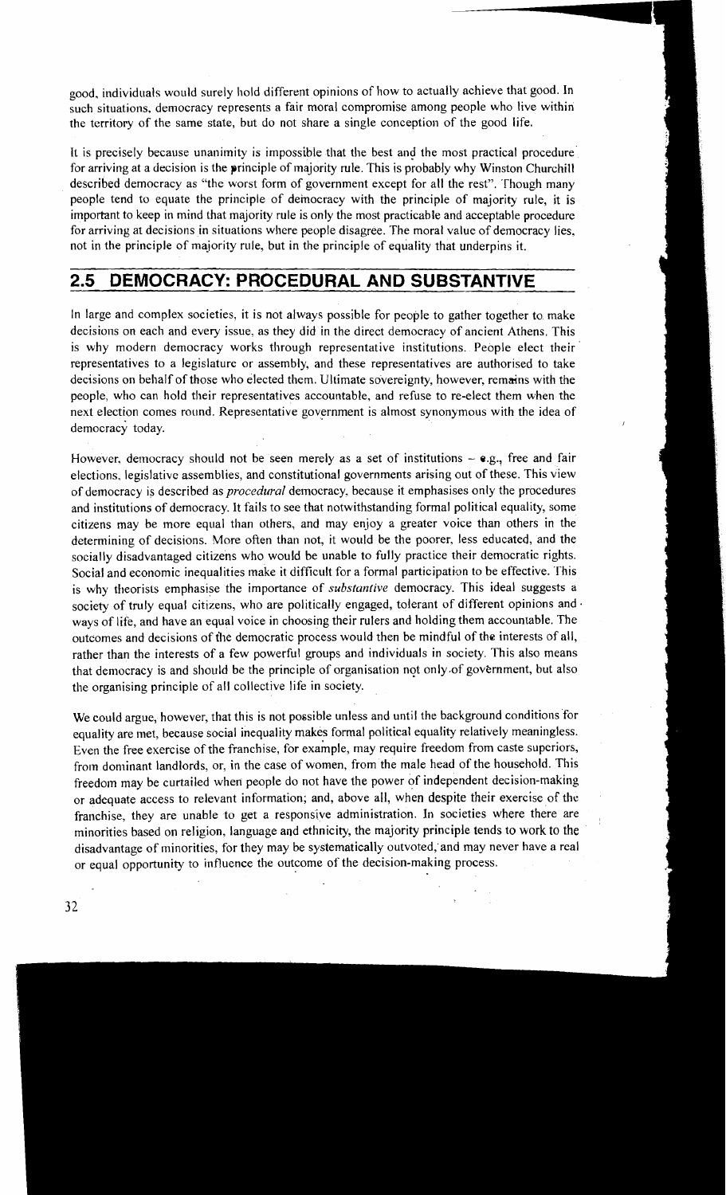good, individuals would surely hold different opinions of how to actually achieve that good. In such situations, democracy represents a fair moral compromise among people who live within the territory of the same state, but do not share a single conception of the good life.

It is precisely because unanimity is impossible that the best and the most practical procedure for arriving at a decision is the principle of majority rule. This is probably why Winston Churchill described democracy as "the worst form of government except for all the rest". Though many people tend to equate the principle of democracy with the principle of majority rule, it is important to keep in mind that majority rule is only the most practicable and acceptable procedure for arriving at decisions in situations where people disagree. The moral value of democracy lies, not in the principle of majority rule, but in the principle of equality that underpins it.

## 2.5 DEMOCRACY: PROCEDURAL AND SUBSTANTIVE

In large and complex societies, it is not always possible for people to gather together to make decisions on each and every issue, as they did in the direct democracy of ancient Athens. This is why modern democracy works through representative institutions. People elect their representatives to a legislature or assembly, and these representatives are authorised to take decisions on behalf of those who elected them. Ultimate sovereignty, however, remains with the people, who can hold their representatives accountable, and refuse to re-elect them when the next election comes round. Representative government is almost synonymous with the idea of democracy today.

However, democracy should not be seen merely as a set of institutions – e.g., free and fair elections, legislative assemblies, and constitutional governments arising out of these. This view of democracy is described as *procedural* democracy, because it emphasises only the procedures and institutions of democracy. It fails to see that notwithstanding formal political equality, some citizens may be more equal than others, and may enjoy a greater voice than others in the determining of decisions. More often than not, it would be the poorer, less educated, and the socially disadvantaged citizens who would be unable to fully practice their democratic rights. Social and economic inequalities make it difficult for a formal participation to be effective. This is why theorists emphasise the importance of *substantive* democracy. This ideal suggests a society of truly equal citizens, who are politically engaged, tolerant of different opinions and ways of life, and have an equal voice in choosing their rulers and holding them accountable. The outcomes and decisions of the democratic process would then be mindful of the interests of all, rather than the interests of a few powerful groups and individuals in society. This also means that democracy is and should be the principle of organisation not only of government, but also the organising principle of all collective life in society.

We could argue, however, that this is not possible unless and until the background conditions for equality are met, because social inequality makes formal political equality relatively meaningless. Even the free exercise of the franchise, for example, may require freedom from caste superiors, from dominant landlords, or, in the case of women, from the male head of the household. This freedom may be curtailed when people do not have the power of independent decision-making or adequate access to relevant information; and, above all, when despite their exercise of the franchise, they are unable to get a responsive administration. In societies where there are minorities based on religion, language and ethnicity, the majority principle tends to work to the disadvantage of minorities, for they may be systematically outvoted, and may never have a real or equal opportunity to influence the outcome of the decision-making process.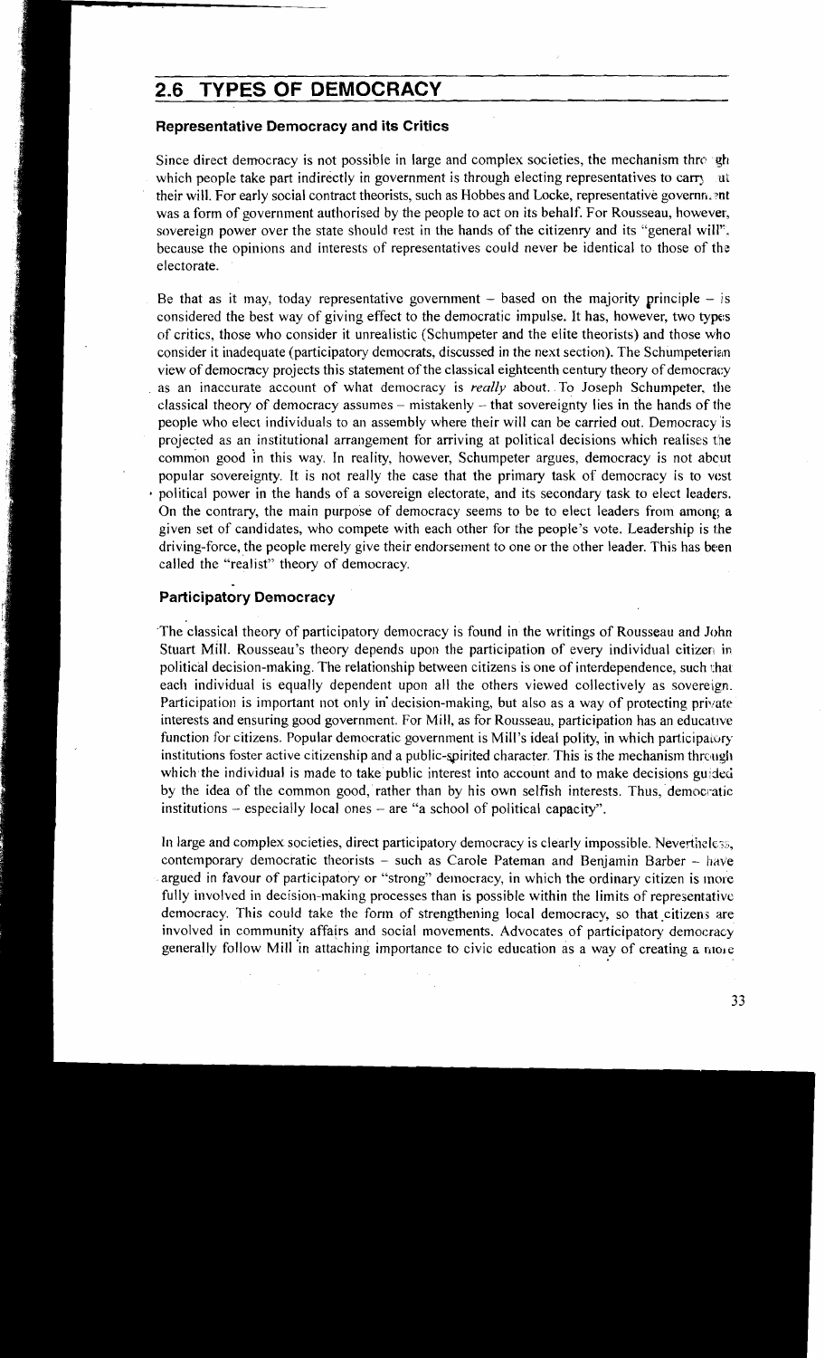## 2.6 TYPES OF DEMOCRACY

### Representative Democracy and its Critics

Since direct democracy is not possible in large and complex societies, the mechanism through which people take part indirectly in government is through electing representatives to carry out their will. For early social contract theorists, such as Hobbes and Locke, representative government was a form of government authorised by the people to act on its behalf. For Rousseau, however, sovereign power over the state should rest in the hands of the citizenry and its "general will", because the opinions and interests of representatives could never be identical to those of the electorate.

Be that as it may, today representative government – based on the majority principle – is considered the best way of giving effect to the democratic impulse. It has, however, two types of critics, those who consider it unrealistic (Schumpeter and the elite theorists) and those who consider it inadequate (participatory democrats, discussed in the next section). The Schumpeterian view of democracy projects this statement of the classical eighteenth century theory of democracy as an inaccurate account of what democracy is *really* about. To Joseph Schumpeter, the classical theory of democracy assumes – mistakenly – that sovereignty lies in the hands of the people who elect individuals to an assembly where their will can be carried out. Democracy is projected as an institutional arrangement for arriving at political decisions which realises the common good in this way. In reality, however, Schumpeter argues, democracy is not about popular sovereignty. It is not really the case that the primary task of democracy is to vest political power in the hands of a sovereign electorate, and its secondary task to elect leaders. On the contrary, the main purpose of democracy seems to be to elect leaders from among a given set of candidates, who compete with each other for the people's vote. Leadership is the driving-force, the people merely give their endorsement to one or the other leader. This has been called the "realist" theory of democracy.

### Participatory Democracy

The classical theory of participatory democracy is found in the writings of Rousseau and John Stuart Mill. Rousseau's theory depends upon the participation of every individual citizen in political decision-making. The relationship between citizens is one of interdependence, such that each individual is equally dependent upon all the others viewed collectively as sovereign. Participation is important not only in decision-making, but also as a way of protecting private interests and ensuring good government. For Mill, as for Rousseau, participation has an educative function for citizens. Popular democratic government is Mill's ideal polity, in which participatory institutions foster active citizenship and a public-spirited character. This is the mechanism through which the individual is made to take public interest into account and to make decisions guided by the idea of the common good, rather than by his own selfish interests. Thus, democratic institutions – especially local ones – are "a school of political capacity".

In large and complex societies, direct participatory democracy is clearly impossible. Nevertheless, contemporary democratic theorists – such as Carole Pateman and Benjamin Barber – have argued in favour of participatory or "strong" democracy, in which the ordinary citizen is more fully involved in decision-making processes than is possible within the limits of representative democracy. This could take the form of strengthening local democracy, so that citizens are involved in community affairs and social movements. Advocates of participatory democracy generally follow Mill in attaching importance to civic education as a way of creating a more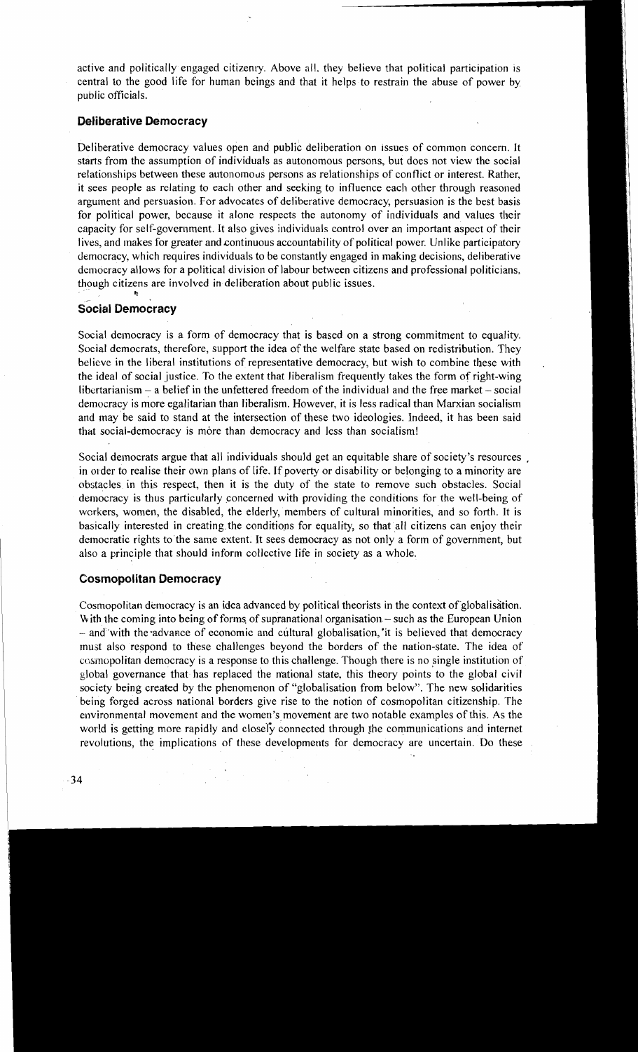active and politically engaged citizenry. Above all, they believe that political participation is central to the good life for human beings and that it helps to restrain the abuse of power by public officials.

### Deliberative Democracy

Deliberative democracy values open and public deliberation on issues of common concern. It starts from the assumption of individuals as autonomous persons, but does not view the social relationships between these autonomous persons as relationships of conflict or interest. Rather, it sees people as relating to each other and seeking to influence each other through reasoned argument and persuasion. For advocates of deliberative democracy, persuasion is the best basis for political power, because it alone respects the autonomy of individuals and values their capacity for self-government. It also gives individuals control over an important aspect of their lives, and makes for greater and continuous accountability of political power. Unlike participatory democracy, which requires individuals to be constantly engaged in making decisions, deliberative democracy allows for a political division of labour between citizens and professional politicians, though citizens are involved in deliberation about public issues.

### Social Democracy

Social democracy is a form of democracy that is based on a strong commitment to equality. Social democrats, therefore, support the idea of the welfare state based on redistribution. They believe in the liberal institutions of representative democracy, but wish to combine these with the ideal of social justice. To the extent that liberalism frequently takes the form of right-wing libertarianism – a belief in the unfettered freedom of the individual and the free market – social democracy is more egalitarian than liberalism. However, it is less radical than Marxian socialism and may be said to stand at the intersection of these two ideologies. Indeed, it has been said that social-democracy is more than democracy and less than socialism!

Social democrats argue that all individuals should get an equitable share of society's resources, in order to realise their own plans of life. If poverty or disability or belonging to a minority are obstacles in this respect, then it is the duty of the state to remove such obstacles. Social democracy is thus particularly concerned with providing the conditions for the well-being of workers, women, the disabled, the elderly, members of cultural minorities, and so forth. It is basically interested in creating the conditions for equality, so that all citizens can enjoy their democratic rights to the same extent. It sees democracy as not only a form of government, but also a principle that should inform collective life in society as a whole.

### Cosmopolitan Democracy

Cosmopolitan democracy is an idea advanced by political theorists in the context of globalisation. With the coming into being of forms of supranational organisation – such as the European Union – and with the advance of economic and cultural globalisation, it is believed that democracy must also respond to these challenges beyond the borders of the nation-state. The idea of cosmopolitan democracy is a response to this challenge. Though there is no single institution of global governance that has replaced the national state, this theory points to the global civil society being created by the phenomenon of "globalisation from below". The new solidarities being forged across national borders give rise to the notion of cosmopolitan citizenship. The environmental movement and the women's movement are two notable examples of this. As the world is getting more rapidly and closely connected through the communications and internet revolutions, the implications of these developments for democracy are uncertain. Do these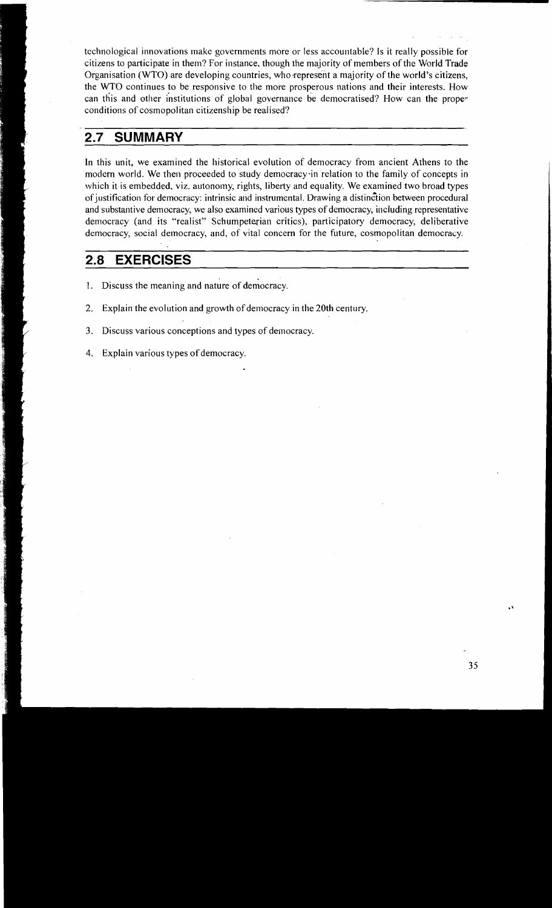technological innovations make governments more or less accountable? Is it really possible for citizens to participate in them? For instance, though the majority of members of the World Trade Organisation (WTO) are developing countries, who represent a majority of the world's citizens, the WTO continues to be responsive to the more prosperous nations and their interests. How can this and other institutions of global governance be democratised? How can the proper conditions of cosmopolitan citizenship be realised?

## 2.7 SUMMARY

In this unit, we examined the historical evolution of democracy from ancient Athens to the modern world. We then proceeded to study democracy in relation to the family of concepts in which it is embedded, viz. autonomy, rights, liberty and equality. We examined two broad types of justification for democracy: intrinsic and instrumental. Drawing a distinction between procedural and substantive democracy, we also examined various types of democracy, including representative democracy (and its "realist" Schumpeterian critics), participatory democracy, deliberative democracy, social democracy, and, of vital concern for the future, cosmopolitan democracy.

## 2.8 EXERCISES

1. Discuss the meaning and nature of democracy.
2. Explain the evolution and growth of democracy in the 20th century.
3. Discuss various conceptions and types of democracy.
4. Explain various types of democracy.